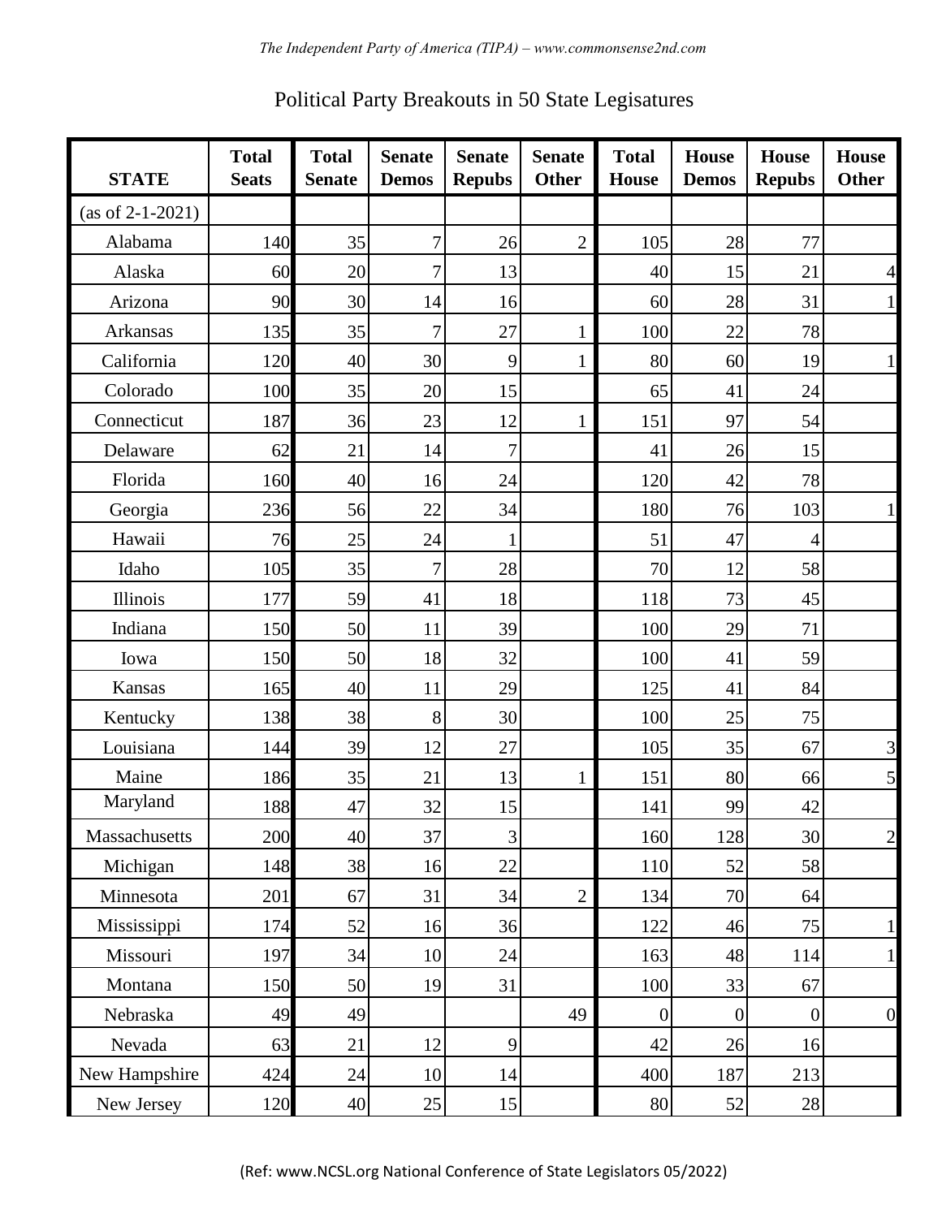Political Party Breakouts in 50 State Legisatures

| STATE | Total Seats | Total Senate | Senate Demos | Senate Repubs | Senate Other | Total House | House Demos | House Repubs | House Other |
|---|---|---|---|---|---|---|---|---|---|
| (as of 2-1-2021) | | | | | | | | | |
| Alabama | 140 | 35 | 7 | 26 | 2 | 105 | 28 | 77 | |
| Alaska | 60 | 20 | 7 | 13 | | 40 | 15 | 21 | 4 |
| Arizona | 90 | 30 | 14 | 16 | | 60 | 28 | 31 | 1 |
| Arkansas | 135 | 35 | 7 | 27 | 1 | 100 | 22 | 78 | |
| California | 120 | 40 | 30 | 9 | 1 | 80 | 60 | 19 | 1 |
| Colorado | 100 | 35 | 20 | 15 | | 65 | 41 | 24 | |
| Connecticut | 187 | 36 | 23 | 12 | 1 | 151 | 97 | 54 | |
| Delaware | 62 | 21 | 14 | 7 | | 41 | 26 | 15 | |
| Florida | 160 | 40 | 16 | 24 | | 120 | 42 | 78 | |
| Georgia | 236 | 56 | 22 | 34 | | 180 | 76 | 103 | 1 |
| Hawaii | 76 | 25 | 24 | 1 | | 51 | 47 | 4 | |
| Idaho | 105 | 35 | 7 | 28 | | 70 | 12 | 58 | |
| Illinois | 177 | 59 | 41 | 18 | | 118 | 73 | 45 | |
| Indiana | 150 | 50 | 11 | 39 | | 100 | 29 | 71 | |
| Iowa | 150 | 50 | 18 | 32 | | 100 | 41 | 59 | |
| Kansas | 165 | 40 | 11 | 29 | | 125 | 41 | 84 | |
| Kentucky | 138 | 38 | 8 | 30 | | 100 | 25 | 75 | |
| Louisiana | 144 | 39 | 12 | 27 | | 105 | 35 | 67 | 3 |
| Maine | 186 | 35 | 21 | 13 | 1 | 151 | 80 | 66 | 5 |
| Maryland | 188 | 47 | 32 | 15 | | 141 | 99 | 42 | |
| Massachusetts | 200 | 40 | 37 | 3 | | 160 | 128 | 30 | 2 |
| Michigan | 148 | 38 | 16 | 22 | | 110 | 52 | 58 | |
| Minnesota | 201 | 67 | 31 | 34 | 2 | 134 | 70 | 64 | |
| Mississippi | 174 | 52 | 16 | 36 | | 122 | 46 | 75 | 1 |
| Missouri | 197 | 34 | 10 | 24 | | 163 | 48 | 114 | 1 |
| Montana | 150 | 50 | 19 | 31 | | 100 | 33 | 67 | |
| Nebraska | 49 | 49 | | | 49 | 0 | 0 | 0 | 0 |
| Nevada | 63 | 21 | 12 | 9 | | 42 | 26 | 16 | |
| New Hampshire | 424 | 24 | 10 | 14 | | 400 | 187 | 213 | |
| New Jersey | 120 | 40 | 25 | 15 | | 80 | 52 | 28 | |

(Ref: www.NCSL.org National Conference of State Legislators 05/2022)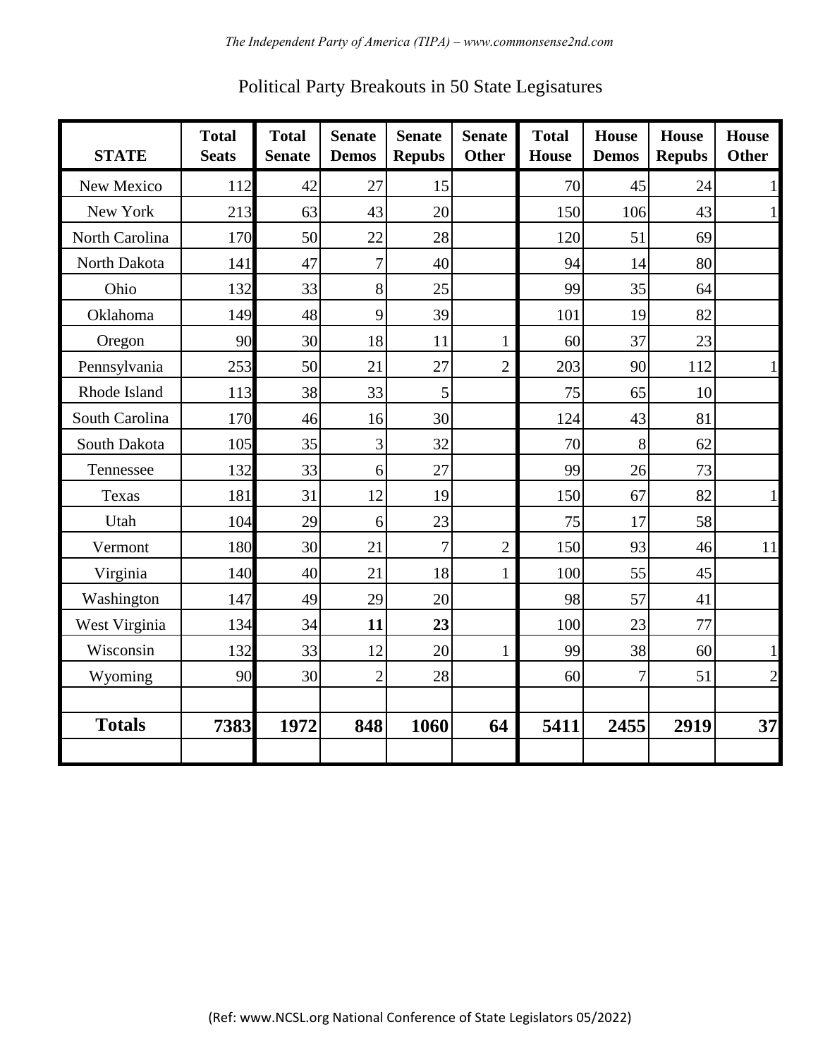Political Party Breakouts in 50 State Legisatures

| STATE | Total Seats | Total Senate | Senate Demos | Senate Repubs | Senate Other | Total House | House Demos | House Repubs | House Other |
|---|---|---|---|---|---|---|---|---|---|
| New Mexico | 112 | 42 | 27 | 15 | | 70 | 45 | 24 | 1 |
| New York | 213 | 63 | 43 | 20 | | 150 | 106 | 43 | 1 |
| North Carolina | 170 | 50 | 22 | 28 | | 120 | 51 | 69 | |
| North Dakota | 141 | 47 | 7 | 40 | | 94 | 14 | 80 | |
| Ohio | 132 | 33 | 8 | 25 | | 99 | 35 | 64 | |
| Oklahoma | 149 | 48 | 9 | 39 | | 101 | 19 | 82 | |
| Oregon | 90 | 30 | 18 | 11 | 1 | 60 | 37 | 23 | |
| Pennsylvania | 253 | 50 | 21 | 27 | 2 | 203 | 90 | 112 | 1 |
| Rhode Island | 113 | 38 | 33 | 5 | | 75 | 65 | 10 | |
| South Carolina | 170 | 46 | 16 | 30 | | 124 | 43 | 81 | |
| South Dakota | 105 | 35 | 3 | 32 | | 70 | 8 | 62 | |
| Tennessee | 132 | 33 | 6 | 27 | | 99 | 26 | 73 | |
| Texas | 181 | 31 | 12 | 19 | | 150 | 67 | 82 | 1 |
| Utah | 104 | 29 | 6 | 23 | | 75 | 17 | 58 | |
| Vermont | 180 | 30 | 21 | 7 | 2 | 150 | 93 | 46 | 11 |
| Virginia | 140 | 40 | 21 | 18 | 1 | 100 | 55 | 45 | |
| Washington | 147 | 49 | 29 | 20 | | 98 | 57 | 41 | |
| West Virginia | 134 | 34 | **11** | **23** | | 100 | 23 | 77 | |
| Wisconsin | 132 | 33 | 12 | 20 | 1 | 99 | 38 | 60 | 1 |
| Wyoming | 90 | 30 | 2 | 28 | | 60 | 7 | 51 | 2 |
| | | | | | | | | | |
| **Totals** | **7383** | **1972** | **848** | **1060** | **64** | **5411** | **2455** | **2919** | **37** |

(Ref: www.NCSL.org National Conference of State Legislators 05/2022)